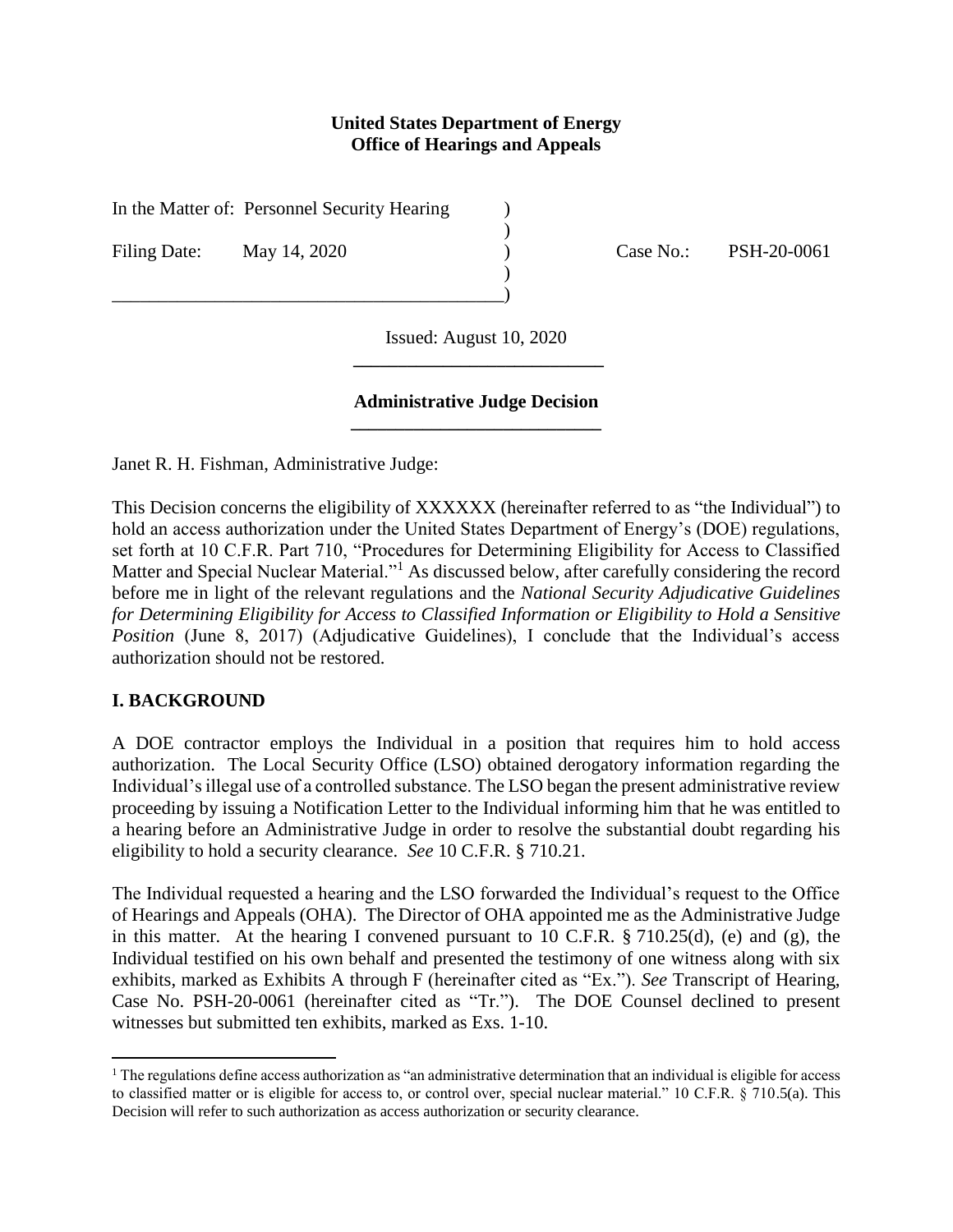**United States Department of Energy**
**Office of Hearings and Appeals**

| | | |
|---|---|---|
| In the Matter of: Personnel Security Hearing | ) | |
| | ) | |
| Filing Date: May 14, 2020 | ) | Case No.: PSH-20-0061 |
| | ) | |
| | ) | |

Issued: August 10, 2020

---

**Administrative Judge Decision**

---

Janet R. H. Fishman, Administrative Judge:

This Decision concerns the eligibility of XXXXXX (hereinafter referred to as "the Individual") to hold an access authorization under the United States Department of Energy's (DOE) regulations, set forth at 10 C.F.R. Part 710, "Procedures for Determining Eligibility for Access to Classified Matter and Special Nuclear Material."[1] As discussed below, after carefully considering the record before me in light of the relevant regulations and the *National Security Adjudicative Guidelines for Determining Eligibility for Access to Classified Information or Eligibility to Hold a Sensitive Position* (June 8, 2017) (Adjudicative Guidelines), I conclude that the Individual's access authorization should not be restored.

## I. BACKGROUND

A DOE contractor employs the Individual in a position that requires him to hold access authorization. The Local Security Office (LSO) obtained derogatory information regarding the Individual's illegal use of a controlled substance. The LSO began the present administrative review proceeding by issuing a Notification Letter to the Individual informing him that he was entitled to a hearing before an Administrative Judge in order to resolve the substantial doubt regarding his eligibility to hold a security clearance. *See* 10 C.F.R. § 710.21.

The Individual requested a hearing and the LSO forwarded the Individual's request to the Office of Hearings and Appeals (OHA). The Director of OHA appointed me as the Administrative Judge in this matter. At the hearing I convened pursuant to 10 C.F.R. § 710.25(d), (e) and (g), the Individual testified on his own behalf and presented the testimony of one witness along with six exhibits, marked as Exhibits A through F (hereinafter cited as "Ex."). *See* Transcript of Hearing, Case No. PSH-20-0061 (hereinafter cited as "Tr."). The DOE Counsel declined to present witnesses but submitted ten exhibits, marked as Exs. 1-10.

---

[1] The regulations define access authorization as "an administrative determination that an individual is eligible for access to classified matter or is eligible for access to, or control over, special nuclear material." 10 C.F.R. § 710.5(a). This Decision will refer to such authorization as access authorization or security clearance.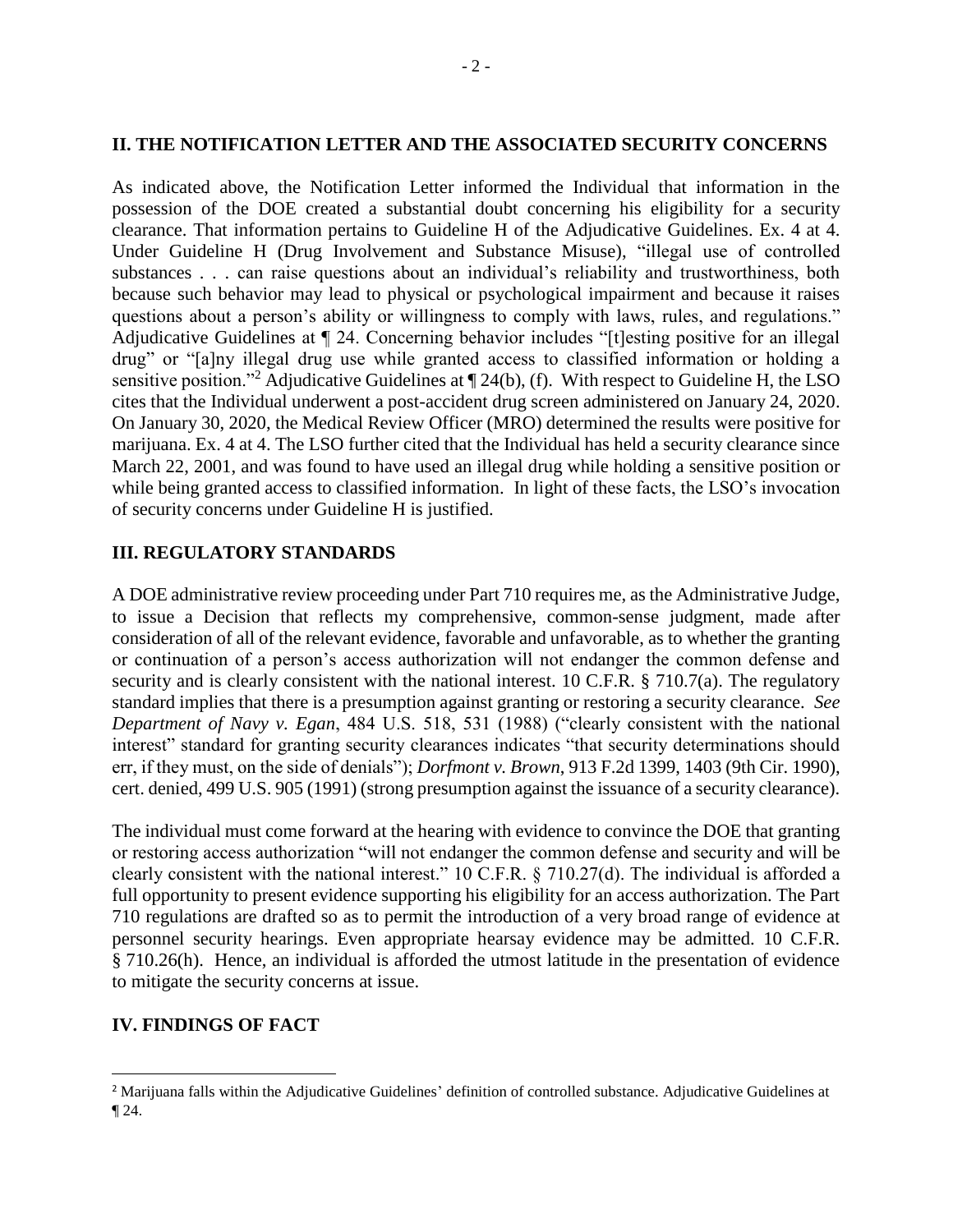## II. THE NOTIFICATION LETTER AND THE ASSOCIATED SECURITY CONCERNS

As indicated above, the Notification Letter informed the Individual that information in the possession of the DOE created a substantial doubt concerning his eligibility for a security clearance. That information pertains to Guideline H of the Adjudicative Guidelines. Ex. 4 at 4. Under Guideline H (Drug Involvement and Substance Misuse), "illegal use of controlled substances . . . can raise questions about an individual's reliability and trustworthiness, both because such behavior may lead to physical or psychological impairment and because it raises questions about a person's ability or willingness to comply with laws, rules, and regulations." Adjudicative Guidelines at ¶ 24. Concerning behavior includes "[t]esting positive for an illegal drug" or "[a]ny illegal drug use while granted access to classified information or holding a sensitive position."[2] Adjudicative Guidelines at ¶ 24(b), (f). With respect to Guideline H, the LSO cites that the Individual underwent a post-accident drug screen administered on January 24, 2020. On January 30, 2020, the Medical Review Officer (MRO) determined the results were positive for marijuana. Ex. 4 at 4. The LSO further cited that the Individual has held a security clearance since March 22, 2001, and was found to have used an illegal drug while holding a sensitive position or while being granted access to classified information. In light of these facts, the LSO's invocation of security concerns under Guideline H is justified.

## III. REGULATORY STANDARDS

A DOE administrative review proceeding under Part 710 requires me, as the Administrative Judge, to issue a Decision that reflects my comprehensive, common-sense judgment, made after consideration of all of the relevant evidence, favorable and unfavorable, as to whether the granting or continuation of a person's access authorization will not endanger the common defense and security and is clearly consistent with the national interest. 10 C.F.R. § 710.7(a). The regulatory standard implies that there is a presumption against granting or restoring a security clearance. *See Department of Navy v. Egan*, 484 U.S. 518, 531 (1988) ("clearly consistent with the national interest" standard for granting security clearances indicates "that security determinations should err, if they must, on the side of denials"); *Dorfmont v. Brown*, 913 F.2d 1399, 1403 (9th Cir. 1990), cert. denied, 499 U.S. 905 (1991) (strong presumption against the issuance of a security clearance).

The individual must come forward at the hearing with evidence to convince the DOE that granting or restoring access authorization "will not endanger the common defense and security and will be clearly consistent with the national interest." 10 C.F.R. § 710.27(d). The individual is afforded a full opportunity to present evidence supporting his eligibility for an access authorization. The Part 710 regulations are drafted so as to permit the introduction of a very broad range of evidence at personnel security hearings. Even appropriate hearsay evidence may be admitted. 10 C.F.R. § 710.26(h). Hence, an individual is afforded the utmost latitude in the presentation of evidence to mitigate the security concerns at issue.

## IV. FINDINGS OF FACT

---

[2] Marijuana falls within the Adjudicative Guidelines' definition of controlled substance. Adjudicative Guidelines at ¶ 24.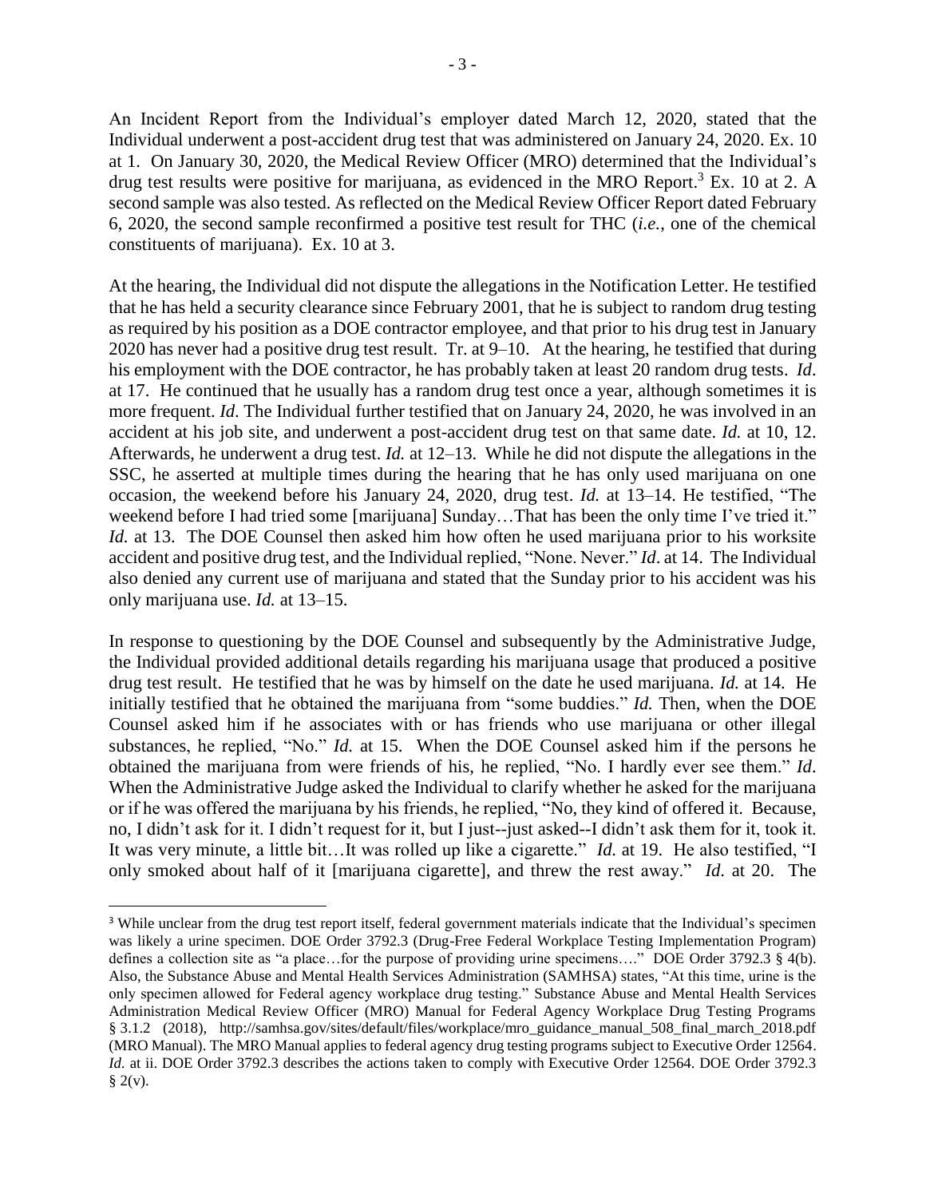An Incident Report from the Individual's employer dated March 12, 2020, stated that the Individual underwent a post-accident drug test that was administered on January 24, 2020. Ex. 10 at 1. On January 30, 2020, the Medical Review Officer (MRO) determined that the Individual's drug test results were positive for marijuana, as evidenced in the MRO Report.[3] Ex. 10 at 2. A second sample was also tested. As reflected on the Medical Review Officer Report dated February 6, 2020, the second sample reconfirmed a positive test result for THC (*i.e.*, one of the chemical constituents of marijuana). Ex. 10 at 3.

At the hearing, the Individual did not dispute the allegations in the Notification Letter. He testified that he has held a security clearance since February 2001, that he is subject to random drug testing as required by his position as a DOE contractor employee, and that prior to his drug test in January 2020 has never had a positive drug test result. Tr. at 9–10. At the hearing, he testified that during his employment with the DOE contractor, he has probably taken at least 20 random drug tests. *Id*. at 17. He continued that he usually has a random drug test once a year, although sometimes it is more frequent. *Id*. The Individual further testified that on January 24, 2020, he was involved in an accident at his job site, and underwent a post-accident drug test on that same date. *Id.* at 10, 12. Afterwards, he underwent a drug test. *Id.* at 12–13. While he did not dispute the allegations in the SSC, he asserted at multiple times during the hearing that he has only used marijuana on one occasion, the weekend before his January 24, 2020, drug test. *Id.* at 13–14. He testified, "The weekend before I had tried some [marijuana] Sunday…That has been the only time I've tried it." *Id.* at 13. The DOE Counsel then asked him how often he used marijuana prior to his worksite accident and positive drug test, and the Individual replied, "None. Never." *Id*. at 14. The Individual also denied any current use of marijuana and stated that the Sunday prior to his accident was his only marijuana use. *Id.* at 13–15.

In response to questioning by the DOE Counsel and subsequently by the Administrative Judge, the Individual provided additional details regarding his marijuana usage that produced a positive drug test result. He testified that he was by himself on the date he used marijuana. *Id.* at 14. He initially testified that he obtained the marijuana from "some buddies." *Id.* Then, when the DOE Counsel asked him if he associates with or has friends who use marijuana or other illegal substances, he replied, "No." *Id.* at 15. When the DOE Counsel asked him if the persons he obtained the marijuana from were friends of his, he replied, "No. I hardly ever see them." *Id*. When the Administrative Judge asked the Individual to clarify whether he asked for the marijuana or if he was offered the marijuana by his friends, he replied, "No, they kind of offered it. Because, no, I didn't ask for it. I didn't request for it, but I just--just asked--I didn't ask them for it, took it. It was very minute, a little bit…It was rolled up like a cigarette." *Id.* at 19. He also testified, "I only smoked about half of it [marijuana cigarette], and threw the rest away." *Id*. at 20. The

[3] While unclear from the drug test report itself, federal government materials indicate that the Individual's specimen was likely a urine specimen. DOE Order 3792.3 (Drug-Free Federal Workplace Testing Implementation Program) defines a collection site as "a place…for the purpose of providing urine specimens…." DOE Order 3792.3 § 4(b). Also, the Substance Abuse and Mental Health Services Administration (SAMHSA) states, "At this time, urine is the only specimen allowed for Federal agency workplace drug testing." Substance Abuse and Mental Health Services Administration Medical Review Officer (MRO) Manual for Federal Agency Workplace Drug Testing Programs § 3.1.2 (2018), http://samhsa.gov/sites/default/files/workplace/mro_guidance_manual_508_final_march_2018.pdf (MRO Manual). The MRO Manual applies to federal agency drug testing programs subject to Executive Order 12564. *Id.* at ii. DOE Order 3792.3 describes the actions taken to comply with Executive Order 12564. DOE Order 3792.3 § 2(v).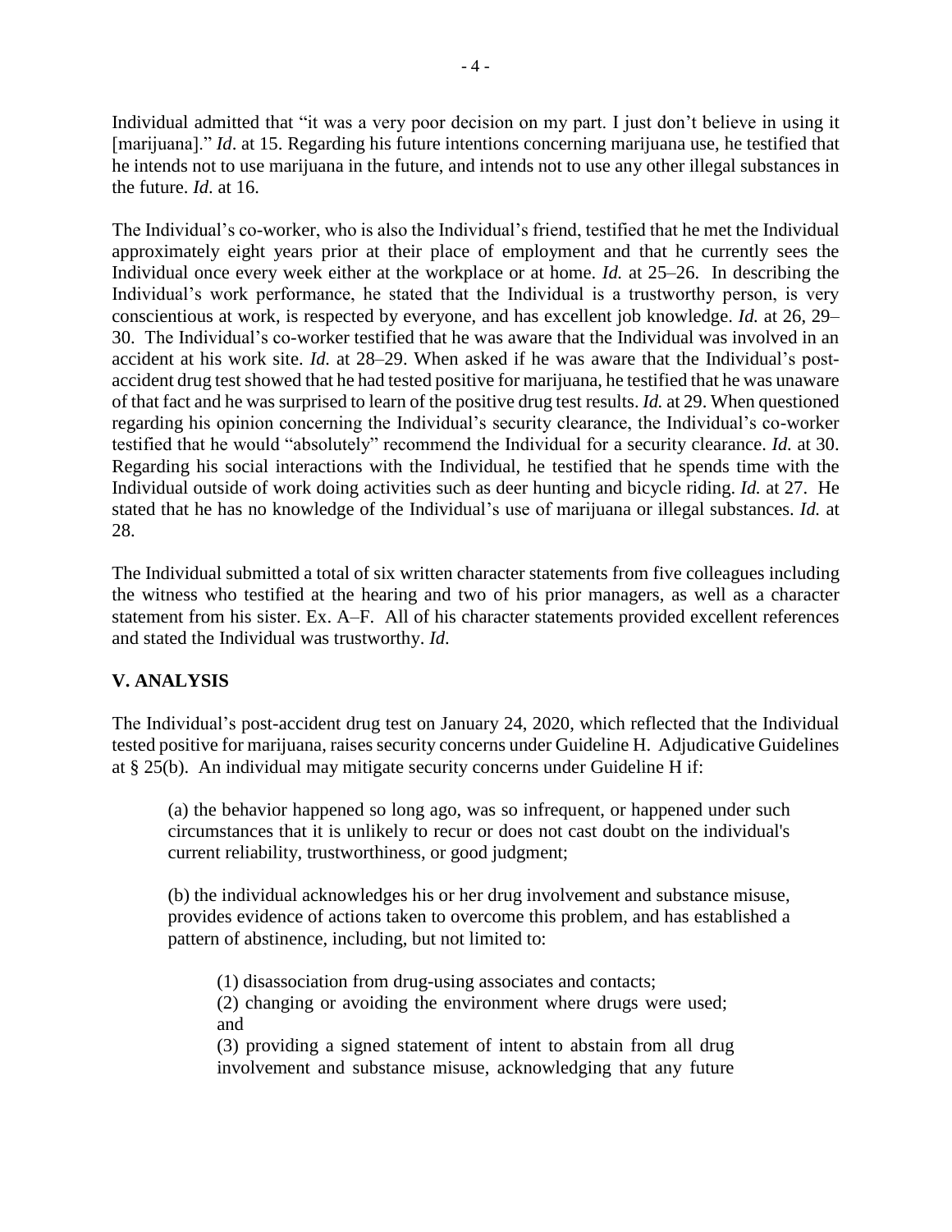Individual admitted that "it was a very poor decision on my part. I just don't believe in using it [marijuana]." *Id*. at 15. Regarding his future intentions concerning marijuana use, he testified that he intends not to use marijuana in the future, and intends not to use any other illegal substances in the future. *Id*. at 16.

The Individual's co-worker, who is also the Individual's friend, testified that he met the Individual approximately eight years prior at their place of employment and that he currently sees the Individual once every week either at the workplace or at home. *Id.* at 25–26. In describing the Individual's work performance, he stated that the Individual is a trustworthy person, is very conscientious at work, is respected by everyone, and has excellent job knowledge. *Id.* at 26, 29–30. The Individual's co-worker testified that he was aware that the Individual was involved in an accident at his work site. *Id.* at 28–29. When asked if he was aware that the Individual's post-accident drug test showed that he had tested positive for marijuana, he testified that he was unaware of that fact and he was surprised to learn of the positive drug test results. *Id.* at 29. When questioned regarding his opinion concerning the Individual's security clearance, the Individual's co-worker testified that he would "absolutely" recommend the Individual for a security clearance. *Id.* at 30. Regarding his social interactions with the Individual, he testified that he spends time with the Individual outside of work doing activities such as deer hunting and bicycle riding. *Id.* at 27. He stated that he has no knowledge of the Individual's use of marijuana or illegal substances. *Id.* at 28.

The Individual submitted a total of six written character statements from five colleagues including the witness who testified at the hearing and two of his prior managers, as well as a character statement from his sister. Ex. A–F. All of his character statements provided excellent references and stated the Individual was trustworthy. *Id*.

## V. ANALYSIS

The Individual's post-accident drug test on January 24, 2020, which reflected that the Individual tested positive for marijuana, raises security concerns under Guideline H. Adjudicative Guidelines at § 25(b). An individual may mitigate security concerns under Guideline H if:

> (a) the behavior happened so long ago, was so infrequent, or happened under such circumstances that it is unlikely to recur or does not cast doubt on the individual's current reliability, trustworthiness, or good judgment;
>
> (b) the individual acknowledges his or her drug involvement and substance misuse, provides evidence of actions taken to overcome this problem, and has established a pattern of abstinence, including, but not limited to:
>
> > (1) disassociation from drug-using associates and contacts;
> > (2) changing or avoiding the environment where drugs were used; and
> > (3) providing a signed statement of intent to abstain from all drug involvement and substance misuse, acknowledging that any future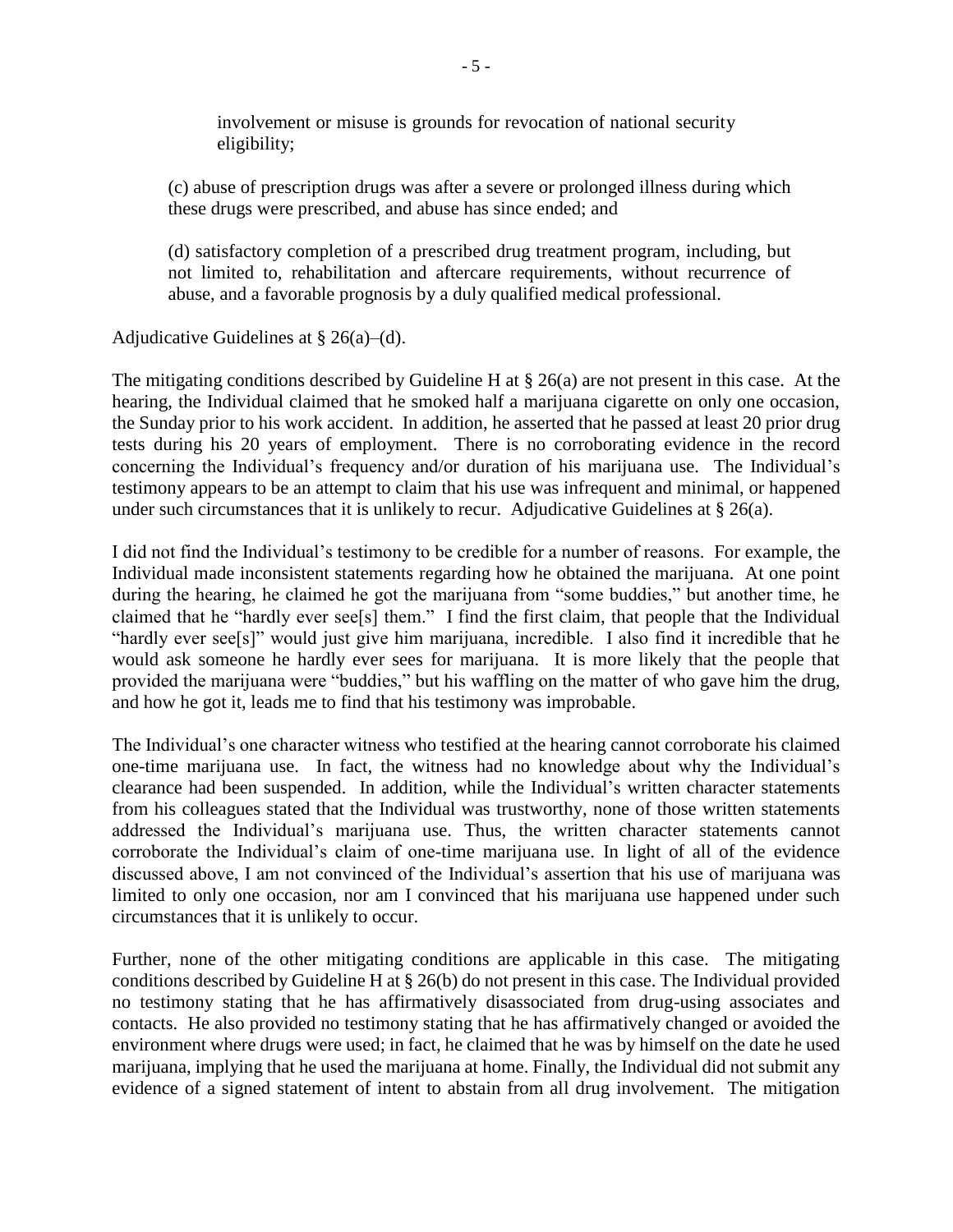involvement or misuse is grounds for revocation of national security eligibility;

(c) abuse of prescription drugs was after a severe or prolonged illness during which these drugs were prescribed, and abuse has since ended; and

(d) satisfactory completion of a prescribed drug treatment program, including, but not limited to, rehabilitation and aftercare requirements, without recurrence of abuse, and a favorable prognosis by a duly qualified medical professional.

Adjudicative Guidelines at § 26(a)–(d).

The mitigating conditions described by Guideline H at § 26(a) are not present in this case. At the hearing, the Individual claimed that he smoked half a marijuana cigarette on only one occasion, the Sunday prior to his work accident. In addition, he asserted that he passed at least 20 prior drug tests during his 20 years of employment. There is no corroborating evidence in the record concerning the Individual's frequency and/or duration of his marijuana use. The Individual's testimony appears to be an attempt to claim that his use was infrequent and minimal, or happened under such circumstances that it is unlikely to recur. Adjudicative Guidelines at § 26(a).

I did not find the Individual's testimony to be credible for a number of reasons. For example, the Individual made inconsistent statements regarding how he obtained the marijuana. At one point during the hearing, he claimed he got the marijuana from "some buddies," but another time, he claimed that he "hardly ever see[s] them." I find the first claim, that people that the Individual "hardly ever see[s]" would just give him marijuana, incredible. I also find it incredible that he would ask someone he hardly ever sees for marijuana. It is more likely that the people that provided the marijuana were "buddies," but his waffling on the matter of who gave him the drug, and how he got it, leads me to find that his testimony was improbable.

The Individual's one character witness who testified at the hearing cannot corroborate his claimed one-time marijuana use. In fact, the witness had no knowledge about why the Individual's clearance had been suspended. In addition, while the Individual's written character statements from his colleagues stated that the Individual was trustworthy, none of those written statements addressed the Individual's marijuana use. Thus, the written character statements cannot corroborate the Individual's claim of one-time marijuana use. In light of all of the evidence discussed above, I am not convinced of the Individual's assertion that his use of marijuana was limited to only one occasion, nor am I convinced that his marijuana use happened under such circumstances that it is unlikely to occur.

Further, none of the other mitigating conditions are applicable in this case. The mitigating conditions described by Guideline H at § 26(b) do not present in this case. The Individual provided no testimony stating that he has affirmatively disassociated from drug-using associates and contacts. He also provided no testimony stating that he has affirmatively changed or avoided the environment where drugs were used; in fact, he claimed that he was by himself on the date he used marijuana, implying that he used the marijuana at home. Finally, the Individual did not submit any evidence of a signed statement of intent to abstain from all drug involvement. The mitigation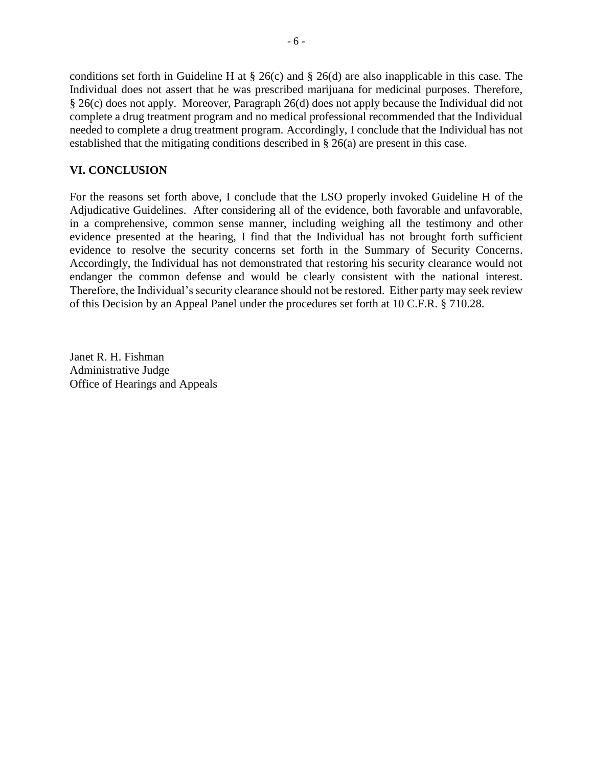conditions set forth in Guideline H at § 26(c) and § 26(d) are also inapplicable in this case. The Individual does not assert that he was prescribed marijuana for medicinal purposes. Therefore, § 26(c) does not apply. Moreover, Paragraph 26(d) does not apply because the Individual did not complete a drug treatment program and no medical professional recommended that the Individual needed to complete a drug treatment program. Accordingly, I conclude that the Individual has not established that the mitigating conditions described in § 26(a) are present in this case.

## VI. CONCLUSION

For the reasons set forth above, I conclude that the LSO properly invoked Guideline H of the Adjudicative Guidelines. After considering all of the evidence, both favorable and unfavorable, in a comprehensive, common sense manner, including weighing all the testimony and other evidence presented at the hearing, I find that the Individual has not brought forth sufficient evidence to resolve the security concerns set forth in the Summary of Security Concerns. Accordingly, the Individual has not demonstrated that restoring his security clearance would not endanger the common defense and would be clearly consistent with the national interest. Therefore, the Individual's security clearance should not be restored. Either party may seek review of this Decision by an Appeal Panel under the procedures set forth at 10 C.F.R. § 710.28.

Janet R. H. Fishman
Administrative Judge
Office of Hearings and Appeals